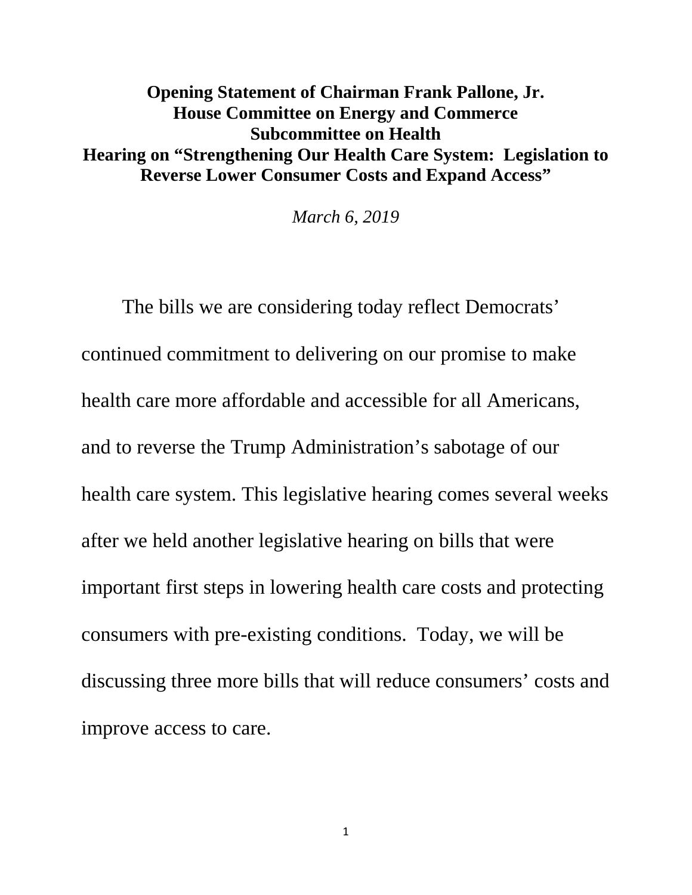**Opening Statement of Chairman Frank Pallone, Jr.**
**House Committee on Energy and Commerce**
**Subcommittee on Health**
**Hearing on "Strengthening Our Health Care System: Legislation to Reverse Lower Consumer Costs and Expand Access"**

*March 6, 2019*

The bills we are considering today reflect Democrats' continued commitment to delivering on our promise to make health care more affordable and accessible for all Americans, and to reverse the Trump Administration's sabotage of our health care system. This legislative hearing comes several weeks after we held another legislative hearing on bills that were important first steps in lowering health care costs and protecting consumers with pre-existing conditions. Today, we will be discussing three more bills that will reduce consumers' costs and improve access to care.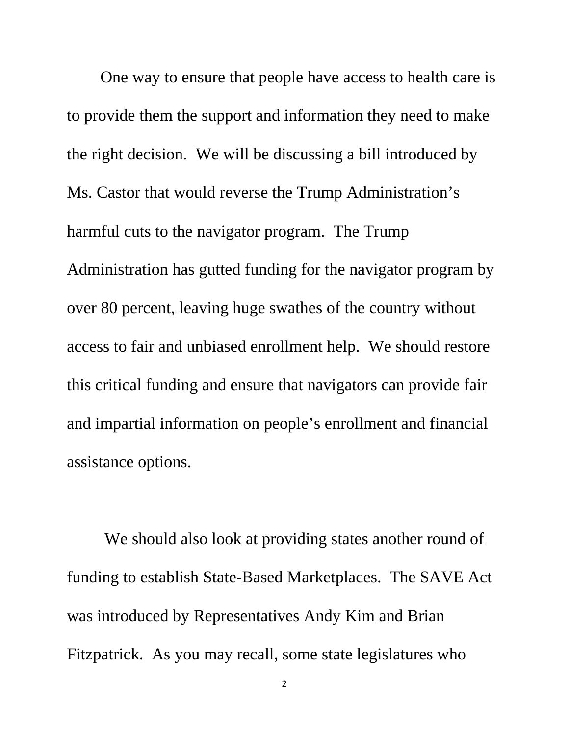One way to ensure that people have access to health care is to provide them the support and information they need to make the right decision. We will be discussing a bill introduced by Ms. Castor that would reverse the Trump Administration's harmful cuts to the navigator program. The Trump Administration has gutted funding for the navigator program by over 80 percent, leaving huge swathes of the country without access to fair and unbiased enrollment help. We should restore this critical funding and ensure that navigators can provide fair and impartial information on people's enrollment and financial assistance options.

We should also look at providing states another round of funding to establish State-Based Marketplaces. The SAVE Act was introduced by Representatives Andy Kim and Brian Fitzpatrick. As you may recall, some state legislatures who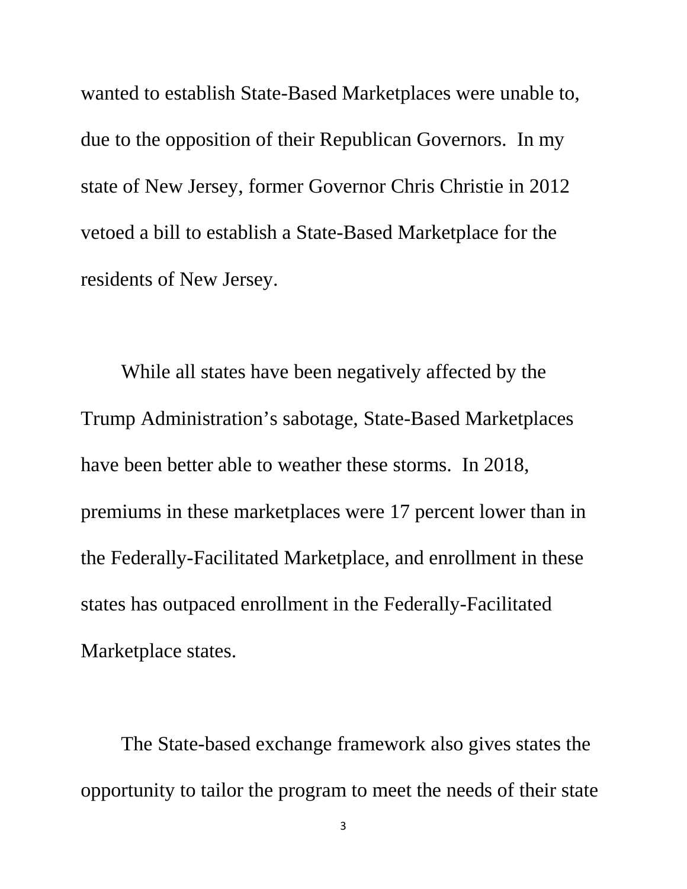wanted to establish State-Based Marketplaces were unable to, due to the opposition of their Republican Governors. In my state of New Jersey, former Governor Chris Christie in 2012 vetoed a bill to establish a State-Based Marketplace for the residents of New Jersey.

While all states have been negatively affected by the Trump Administration's sabotage, State-Based Marketplaces have been better able to weather these storms. In 2018, premiums in these marketplaces were 17 percent lower than in the Federally-Facilitated Marketplace, and enrollment in these states has outpaced enrollment in the Federally-Facilitated Marketplace states.

The State-based exchange framework also gives states the opportunity to tailor the program to meet the needs of their state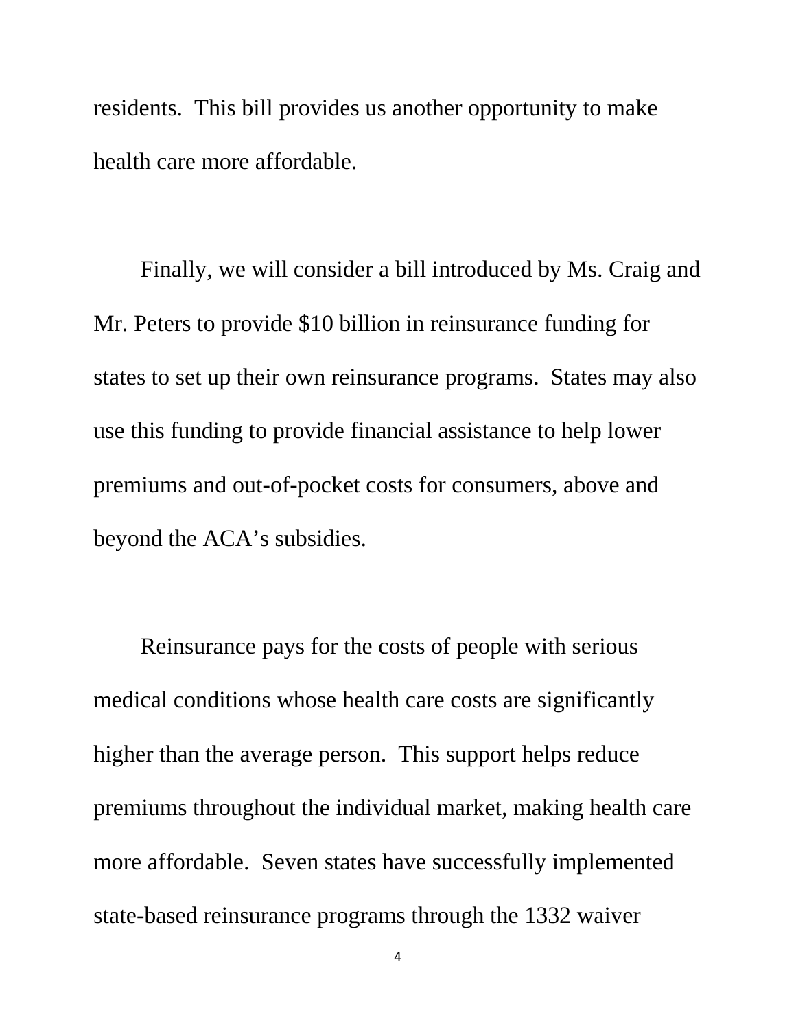residents. This bill provides us another opportunity to make health care more affordable.

Finally, we will consider a bill introduced by Ms. Craig and Mr. Peters to provide $10 billion in reinsurance funding for states to set up their own reinsurance programs. States may also use this funding to provide financial assistance to help lower premiums and out-of-pocket costs for consumers, above and beyond the ACA's subsidies.

Reinsurance pays for the costs of people with serious medical conditions whose health care costs are significantly higher than the average person. This support helps reduce premiums throughout the individual market, making health care more affordable. Seven states have successfully implemented state-based reinsurance programs through the 1332 waiver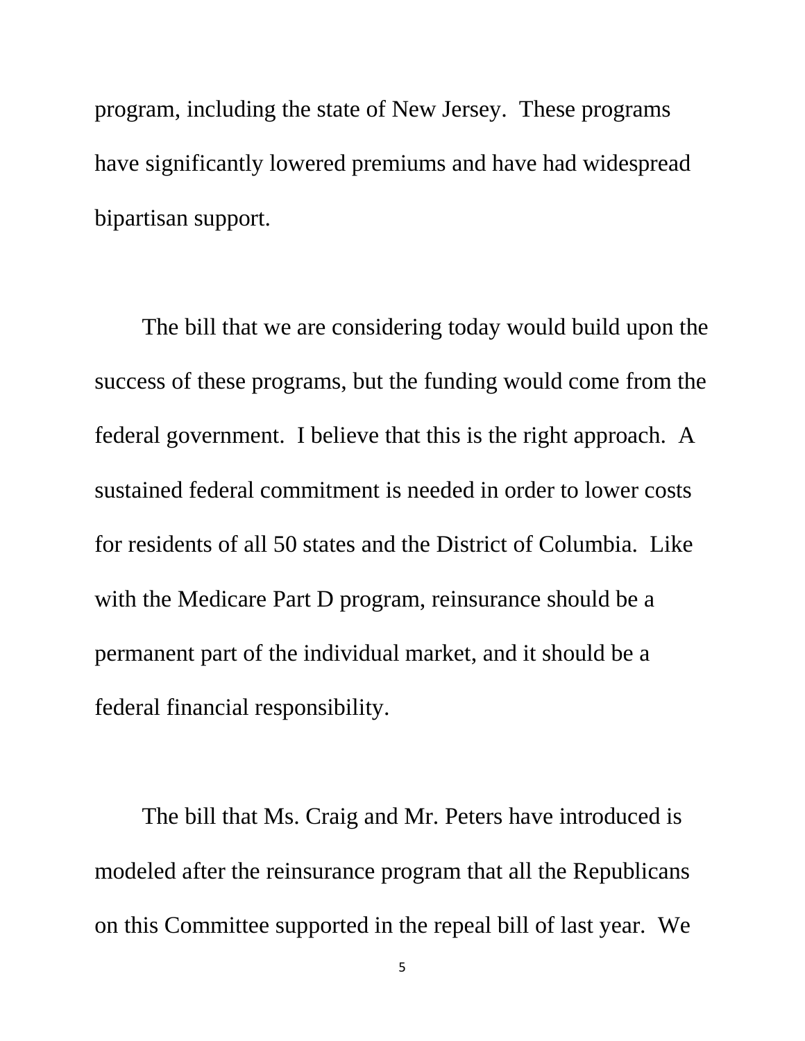program, including the state of New Jersey. These programs have significantly lowered premiums and have had widespread bipartisan support.

The bill that we are considering today would build upon the success of these programs, but the funding would come from the federal government. I believe that this is the right approach. A sustained federal commitment is needed in order to lower costs for residents of all 50 states and the District of Columbia. Like with the Medicare Part D program, reinsurance should be a permanent part of the individual market, and it should be a federal financial responsibility.

The bill that Ms. Craig and Mr. Peters have introduced is modeled after the reinsurance program that all the Republicans on this Committee supported in the repeal bill of last year. We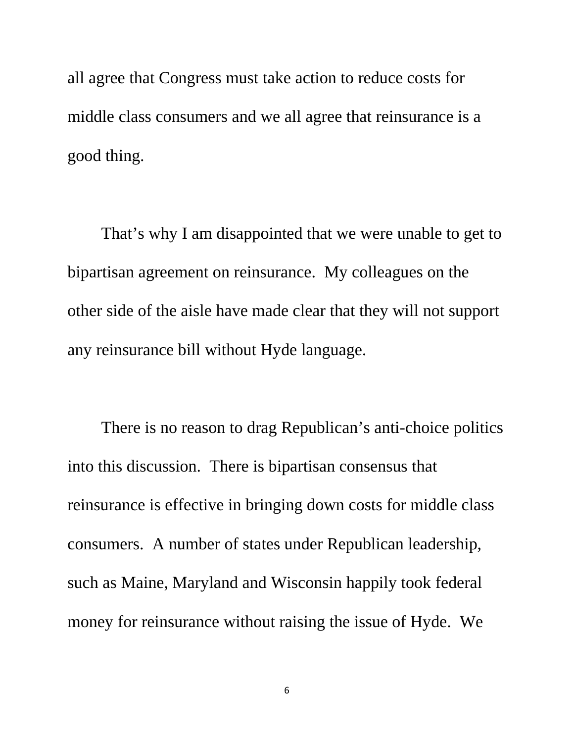all agree that Congress must take action to reduce costs for middle class consumers and we all agree that reinsurance is a good thing.

That's why I am disappointed that we were unable to get to bipartisan agreement on reinsurance. My colleagues on the other side of the aisle have made clear that they will not support any reinsurance bill without Hyde language.

There is no reason to drag Republican's anti-choice politics into this discussion. There is bipartisan consensus that reinsurance is effective in bringing down costs for middle class consumers. A number of states under Republican leadership, such as Maine, Maryland and Wisconsin happily took federal money for reinsurance without raising the issue of Hyde. We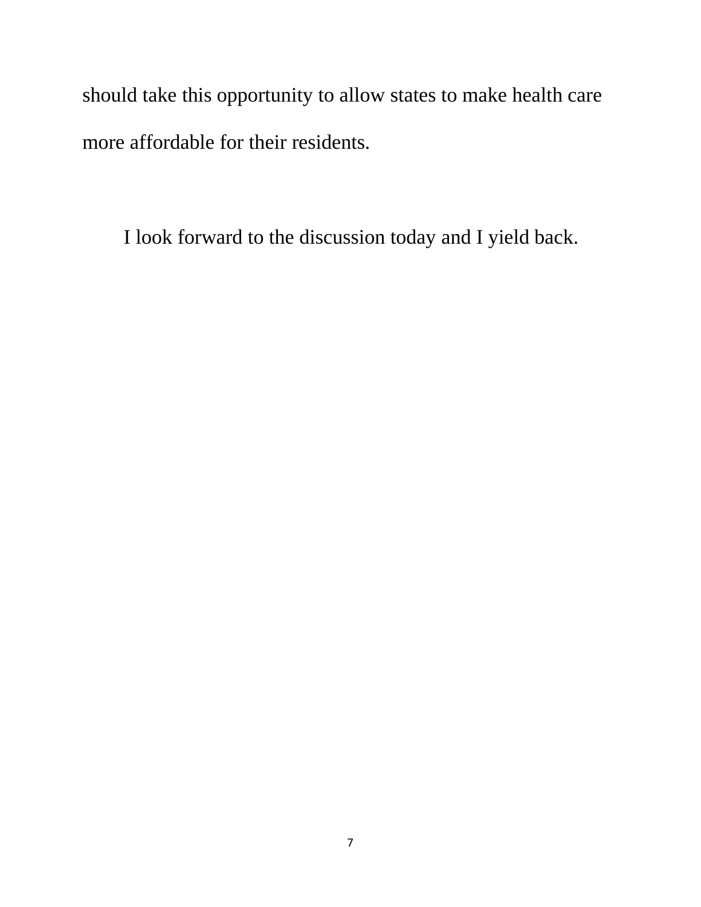should take this opportunity to allow states to make health care more affordable for their residents.

I look forward to the discussion today and I yield back.